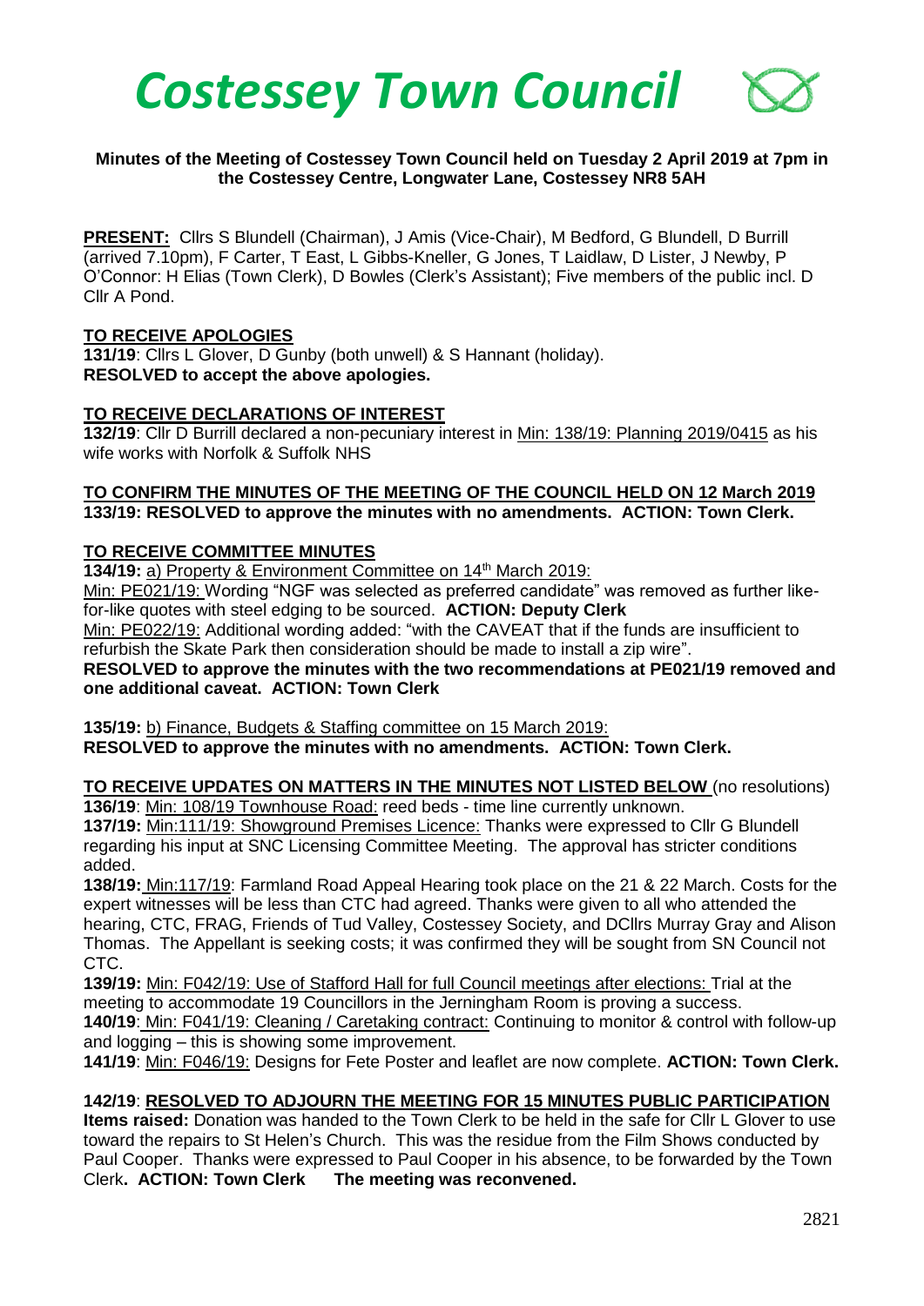# *Costessey Town Council*

**Minutes of the Meeting of Costessey Town Council held on Tuesday 2 April 2019 at 7pm in the Costessey Centre, Longwater Lane, Costessey NR8 5AH**

**PRESENT:** Cllrs S Blundell (Chairman), J Amis (Vice-Chair), M Bedford, G Blundell, D Burrill (arrived 7.10pm), F Carter, T East, L Gibbs-Kneller, G Jones, T Laidlaw, D Lister, J Newby, P O'Connor: H Elias (Town Clerk), D Bowles (Clerk's Assistant); Five members of the public incl. D Cllr A Pond.

**TO RECEIVE APOLOGIES**

**131/19**: Cllrs L Glover, D Gunby (both unwell) & S Hannant (holiday).
**RESOLVED to accept the above apologies.**

**TO RECEIVE DECLARATIONS OF INTEREST**

**132/19**: Cllr D Burrill declared a non-pecuniary interest in Min: 138/19: Planning 2019/0415 as his wife works with Norfolk & Suffolk NHS

**TO CONFIRM THE MINUTES OF THE MEETING OF THE COUNCIL HELD ON 12 March 2019**
**133/19: RESOLVED to approve the minutes with no amendments. ACTION: Town Clerk.**

**TO RECEIVE COMMITTEE MINUTES**

**134/19:** a) Property & Environment Committee on 14th March 2019:
Min: PE021/19: Wording "NGF was selected as preferred candidate" was removed as further like-for-like quotes with steel edging to be sourced. **ACTION: Deputy Clerk**
Min: PE022/19: Additional wording added: "with the CAVEAT that if the funds are insufficient to refurbish the Skate Park then consideration should be made to install a zip wire".
**RESOLVED to approve the minutes with the two recommendations at PE021/19 removed and one additional caveat. ACTION: Town Clerk**

**135/19:** b) Finance, Budgets & Staffing committee on 15 March 2019:
**RESOLVED to approve the minutes with no amendments. ACTION: Town Clerk.**

**TO RECEIVE UPDATES ON MATTERS IN THE MINUTES NOT LISTED BELOW** (no resolutions)

**136/19**: Min: 108/19 Townhouse Road: reed beds - time line currently unknown.

**137/19:** Min:111/19: Showground Premises Licence: Thanks were expressed to Cllr G Blundell regarding his input at SNC Licensing Committee Meeting. The approval has stricter conditions added.

**138/19:** Min:117/19: Farmland Road Appeal Hearing took place on the 21 & 22 March. Costs for the expert witnesses will be less than CTC had agreed. Thanks were given to all who attended the hearing, CTC, FRAG, Friends of Tud Valley, Costessey Society, and DCllrs Murray Gray and Alison Thomas. The Appellant is seeking costs; it was confirmed they will be sought from SN Council not CTC.

**139/19:** Min: F042/19: Use of Stafford Hall for full Council meetings after elections: Trial at the meeting to accommodate 19 Councillors in the Jerningham Room is proving a success.

**140/19**: Min: F041/19: Cleaning / Caretaking contract: Continuing to monitor & control with follow-up and logging – this is showing some improvement.

**141/19**: Min: F046/19: Designs for Fete Poster and leaflet are now complete. **ACTION: Town Clerk.**

**142/19**: **RESOLVED TO ADJOURN THE MEETING FOR 15 MINUTES PUBLIC PARTICIPATION**
**Items raised:** Donation was handed to the Town Clerk to be held in the safe for Cllr L Glover to use toward the repairs to St Helen's Church. This was the residue from the Film Shows conducted by Paul Cooper. Thanks were expressed to Paul Cooper in his absence, to be forwarded by the Town Clerk**. ACTION: Town Clerk The meeting was reconvened.**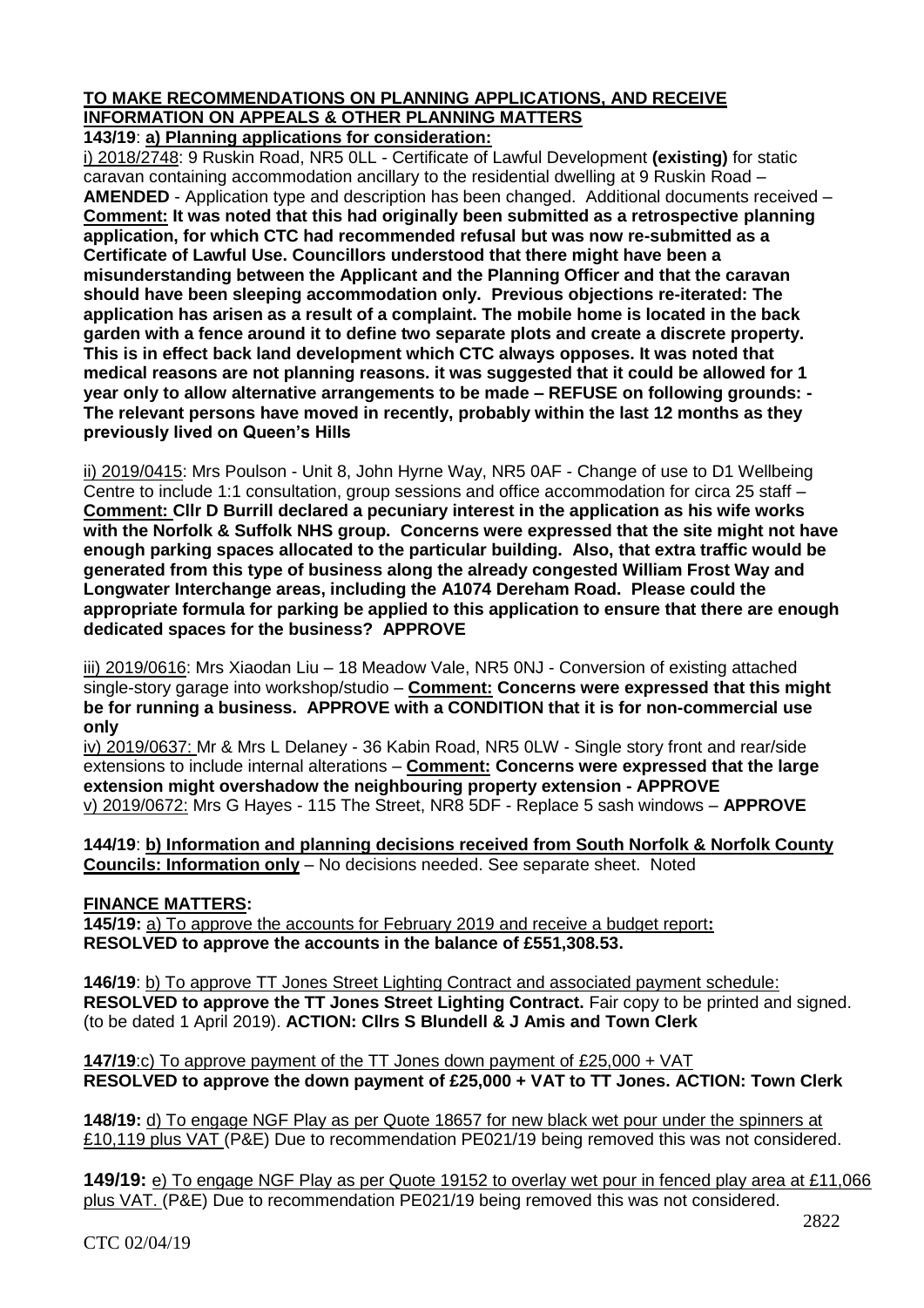**TO MAKE RECOMMENDATIONS ON PLANNING APPLICATIONS, AND RECEIVE INFORMATION ON APPEALS & OTHER PLANNING MATTERS**

**143/19**: **a) Planning applications for consideration:**

i) 2018/2748: 9 Ruskin Road, NR5 0LL - Certificate of Lawful Development **(existing)** for static caravan containing accommodation ancillary to the residential dwelling at 9 Ruskin Road – **AMENDED** - Application type and description has been changed. Additional documents received – **Comment: It was noted that this had originally been submitted as a retrospective planning application, for which CTC had recommended refusal but was now re-submitted as a Certificate of Lawful Use. Councillors understood that there might have been a misunderstanding between the Applicant and the Planning Officer and that the caravan should have been sleeping accommodation only. Previous objections re-iterated: The application has arisen as a result of a complaint. The mobile home is located in the back garden with a fence around it to define two separate plots and create a discrete property. This is in effect back land development which CTC always opposes. It was noted that medical reasons are not planning reasons. it was suggested that it could be allowed for 1 year only to allow alternative arrangements to be made – REFUSE on following grounds: - The relevant persons have moved in recently, probably within the last 12 months as they previously lived on Queen's Hills**

ii) 2019/0415: Mrs Poulson - Unit 8, John Hyrne Way, NR5 0AF - Change of use to D1 Wellbeing Centre to include 1:1 consultation, group sessions and office accommodation for circa 25 staff – **Comment: Cllr D Burrill declared a pecuniary interest in the application as his wife works with the Norfolk & Suffolk NHS group. Concerns were expressed that the site might not have enough parking spaces allocated to the particular building. Also, that extra traffic would be generated from this type of business along the already congested William Frost Way and Longwater Interchange areas, including the A1074 Dereham Road. Please could the appropriate formula for parking be applied to this application to ensure that there are enough dedicated spaces for the business? APPROVE**

iii) 2019/0616: Mrs Xiaodan Liu – 18 Meadow Vale, NR5 0NJ - Conversion of existing attached single-story garage into workshop/studio – **Comment: Concerns were expressed that this might be for running a business. APPROVE with a CONDITION that it is for non-commercial use only**

iv) 2019/0637: Mr & Mrs L Delaney - 36 Kabin Road, NR5 0LW - Single story front and rear/side extensions to include internal alterations – **Comment: Concerns were expressed that the large extension might overshadow the neighbouring property extension - APPROVE**

v) 2019/0672: Mrs G Hayes - 115 The Street, NR8 5DF - Replace 5 sash windows – **APPROVE**

**144/19**: **b) Information and planning decisions received from South Norfolk & Norfolk County Councils: Information only** – No decisions needed. See separate sheet. Noted

**FINANCE MATTERS:**

**145/19:** a) To approve the accounts for February 2019 and receive a budget report**:**
**RESOLVED to approve the accounts in the balance of £551,308.53.**

**146/19**: b) To approve TT Jones Street Lighting Contract and associated payment schedule:
**RESOLVED to approve the TT Jones Street Lighting Contract.** Fair copy to be printed and signed. (to be dated 1 April 2019). **ACTION: Cllrs S Blundell & J Amis and Town Clerk**

**147/19**:c) To approve payment of the TT Jones down payment of £25,000 + VAT
**RESOLVED to approve the down payment of £25,000 + VAT to TT Jones. ACTION: Town Clerk**

**148/19:** d) To engage NGF Play as per Quote 18657 for new black wet pour under the spinners at £10,119 plus VAT (P&E) Due to recommendation PE021/19 being removed this was not considered.

**149/19:** e) To engage NGF Play as per Quote 19152 to overlay wet pour in fenced play area at £11,066 plus VAT. (P&E) Due to recommendation PE021/19 being removed this was not considered.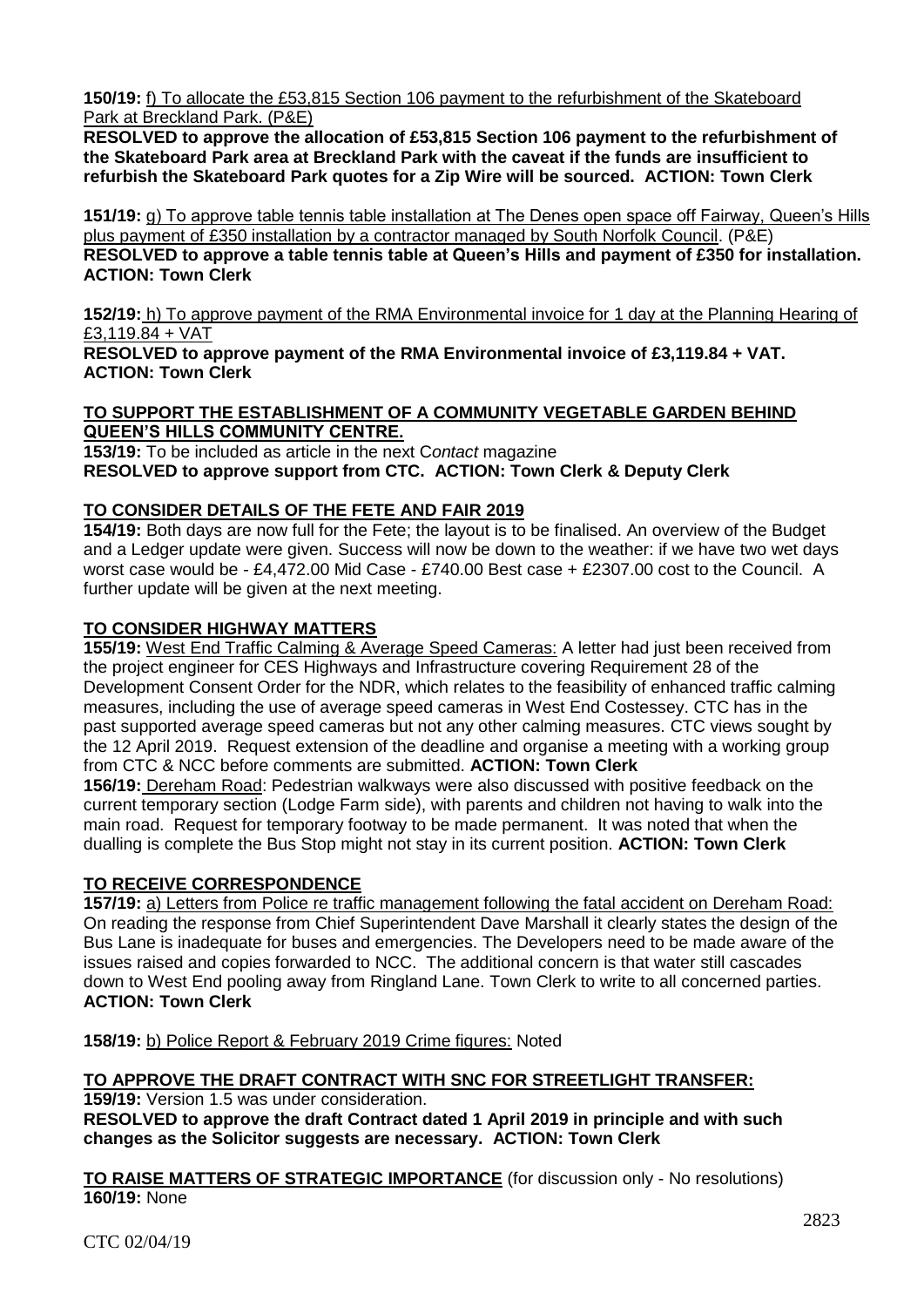**150/19:** f) To allocate the £53,815 Section 106 payment to the refurbishment of the Skateboard Park at Breckland Park. (P&E)
**RESOLVED to approve the allocation of £53,815 Section 106 payment to the refurbishment of the Skateboard Park area at Breckland Park with the caveat if the funds are insufficient to refurbish the Skateboard Park quotes for a Zip Wire will be sourced. ACTION: Town Clerk**

**151/19:** g) To approve table tennis table installation at The Denes open space off Fairway, Queen's Hills plus payment of £350 installation by a contractor managed by South Norfolk Council. (P&E)
**RESOLVED to approve a table tennis table at Queen's Hills and payment of £350 for installation. ACTION: Town Clerk**

**152/19:** h) To approve payment of the RMA Environmental invoice for 1 day at the Planning Hearing of £3,119.84 + VAT
**RESOLVED to approve payment of the RMA Environmental invoice of £3,119.84 + VAT. ACTION: Town Clerk**

**TO SUPPORT THE ESTABLISHMENT OF A COMMUNITY VEGETABLE GARDEN BEHIND QUEEN'S HILLS COMMUNITY CENTRE.**

**153/19:** To be included as article in the next C*ontact* magazine
**RESOLVED to approve support from CTC. ACTION: Town Clerk & Deputy Clerk**

**TO CONSIDER DETAILS OF THE FETE AND FAIR 2019**

**154/19:** Both days are now full for the Fete; the layout is to be finalised. An overview of the Budget and a Ledger update were given. Success will now be down to the weather: if we have two wet days worst case would be - £4,472.00 Mid Case - £740.00 Best case + £2307.00 cost to the Council. A further update will be given at the next meeting.

**TO CONSIDER HIGHWAY MATTERS**

**155/19:** West End Traffic Calming & Average Speed Cameras: A letter had just been received from the project engineer for CES Highways and Infrastructure covering Requirement 28 of the Development Consent Order for the NDR, which relates to the feasibility of enhanced traffic calming measures, including the use of average speed cameras in West End Costessey. CTC has in the past supported average speed cameras but not any other calming measures. CTC views sought by the 12 April 2019. Request extension of the deadline and organise a meeting with a working group from CTC & NCC before comments are submitted. **ACTION: Town Clerk**

**156/19:** Dereham Road: Pedestrian walkways were also discussed with positive feedback on the current temporary section (Lodge Farm side), with parents and children not having to walk into the main road. Request for temporary footway to be made permanent. It was noted that when the dualling is complete the Bus Stop might not stay in its current position. **ACTION: Town Clerk**

**TO RECEIVE CORRESPONDENCE**

**157/19:** a) Letters from Police re traffic management following the fatal accident on Dereham Road: On reading the response from Chief Superintendent Dave Marshall it clearly states the design of the Bus Lane is inadequate for buses and emergencies. The Developers need to be made aware of the issues raised and copies forwarded to NCC. The additional concern is that water still cascades down to West End pooling away from Ringland Lane. Town Clerk to write to all concerned parties. **ACTION: Town Clerk**

**158/19:** b) Police Report & February 2019 Crime figures: Noted

**TO APPROVE THE DRAFT CONTRACT WITH SNC FOR STREETLIGHT TRANSFER:**

**159/19:** Version 1.5 was under consideration.
**RESOLVED to approve the draft Contract dated 1 April 2019 in principle and with such changes as the Solicitor suggests are necessary. ACTION: Town Clerk**

**TO RAISE MATTERS OF STRATEGIC IMPORTANCE** (for discussion only - No resolutions)

**160/19:** None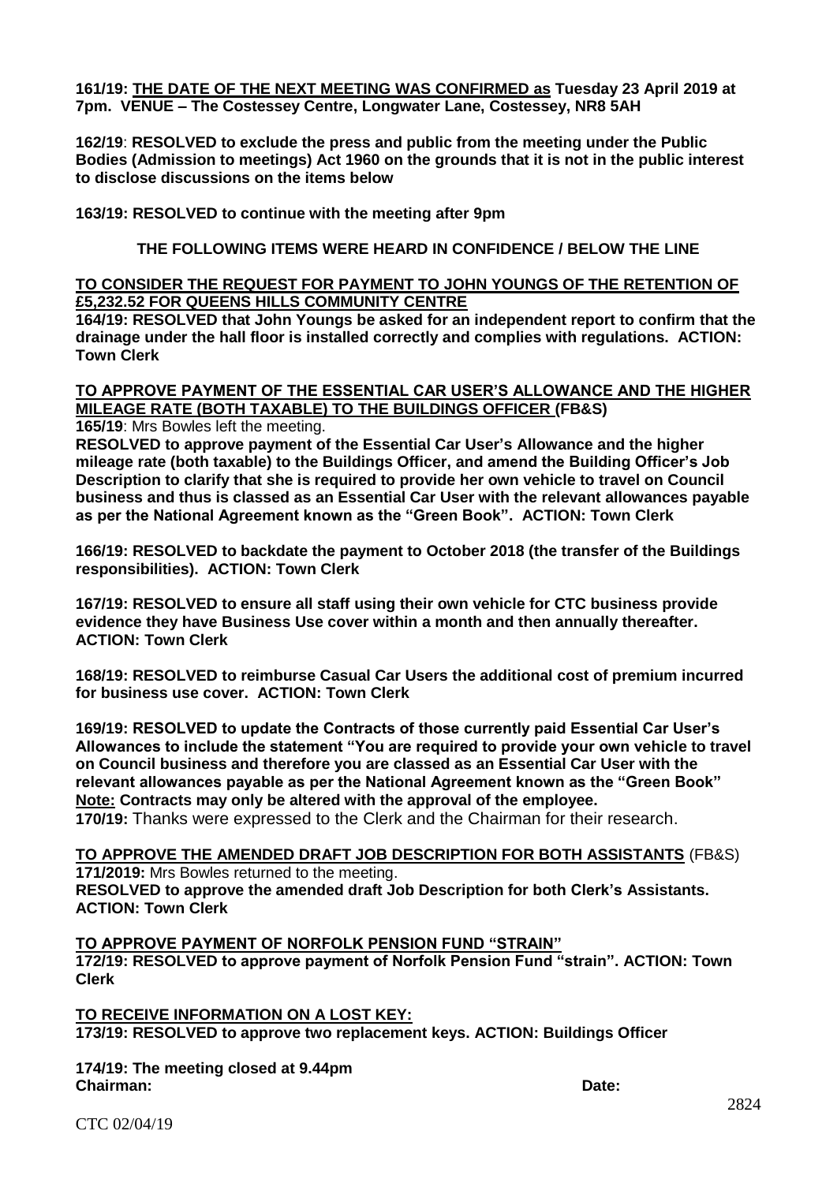**161/19: THE DATE OF THE NEXT MEETING WAS CONFIRMED as Tuesday 23 April 2019 at 7pm. VENUE – The Costessey Centre, Longwater Lane, Costessey, NR8 5AH**

**162/19**: **RESOLVED to exclude the press and public from the meeting under the Public Bodies (Admission to meetings) Act 1960 on the grounds that it is not in the public interest to disclose discussions on the items below**

**163/19: RESOLVED to continue with the meeting after 9pm**

**THE FOLLOWING ITEMS WERE HEARD IN CONFIDENCE / BELOW THE LINE**

**TO CONSIDER THE REQUEST FOR PAYMENT TO JOHN YOUNGS OF THE RETENTION OF £5,232.52 FOR QUEENS HILLS COMMUNITY CENTRE**

**164/19: RESOLVED that John Youngs be asked for an independent report to confirm that the drainage under the hall floor is installed correctly and complies with regulations. ACTION: Town Clerk**

**TO APPROVE PAYMENT OF THE ESSENTIAL CAR USER'S ALLOWANCE AND THE HIGHER MILEAGE RATE (BOTH TAXABLE) TO THE BUILDINGS OFFICER (FB&S)**

**165/19**: Mrs Bowles left the meeting.

**RESOLVED to approve payment of the Essential Car User's Allowance and the higher mileage rate (both taxable) to the Buildings Officer, and amend the Building Officer's Job Description to clarify that she is required to provide her own vehicle to travel on Council business and thus is classed as an Essential Car User with the relevant allowances payable as per the National Agreement known as the "Green Book". ACTION: Town Clerk**

**166/19: RESOLVED to backdate the payment to October 2018 (the transfer of the Buildings responsibilities). ACTION: Town Clerk**

**167/19: RESOLVED to ensure all staff using their own vehicle for CTC business provide evidence they have Business Use cover within a month and then annually thereafter. ACTION: Town Clerk**

**168/19: RESOLVED to reimburse Casual Car Users the additional cost of premium incurred for business use cover. ACTION: Town Clerk**

**169/19: RESOLVED to update the Contracts of those currently paid Essential Car User's Allowances to include the statement "You are required to provide your own vehicle to travel on Council business and therefore you are classed as an Essential Car User with the relevant allowances payable as per the National Agreement known as the "Green Book" Note: Contracts may only be altered with the approval of the employee.**

**170/19:** Thanks were expressed to the Clerk and the Chairman for their research.

**TO APPROVE THE AMENDED DRAFT JOB DESCRIPTION FOR BOTH ASSISTANTS** (FB&S)

**171/2019:** Mrs Bowles returned to the meeting.

**RESOLVED to approve the amended draft Job Description for both Clerk's Assistants. ACTION: Town Clerk**

**TO APPROVE PAYMENT OF NORFOLK PENSION FUND "STRAIN"**

**172/19: RESOLVED to approve payment of Norfolk Pension Fund "strain". ACTION: Town Clerk**

**TO RECEIVE INFORMATION ON A LOST KEY:**

**173/19: RESOLVED to approve two replacement keys. ACTION: Buildings Officer**

**174/19: The meeting closed at 9.44pm**

**Chairman:** **Date:**